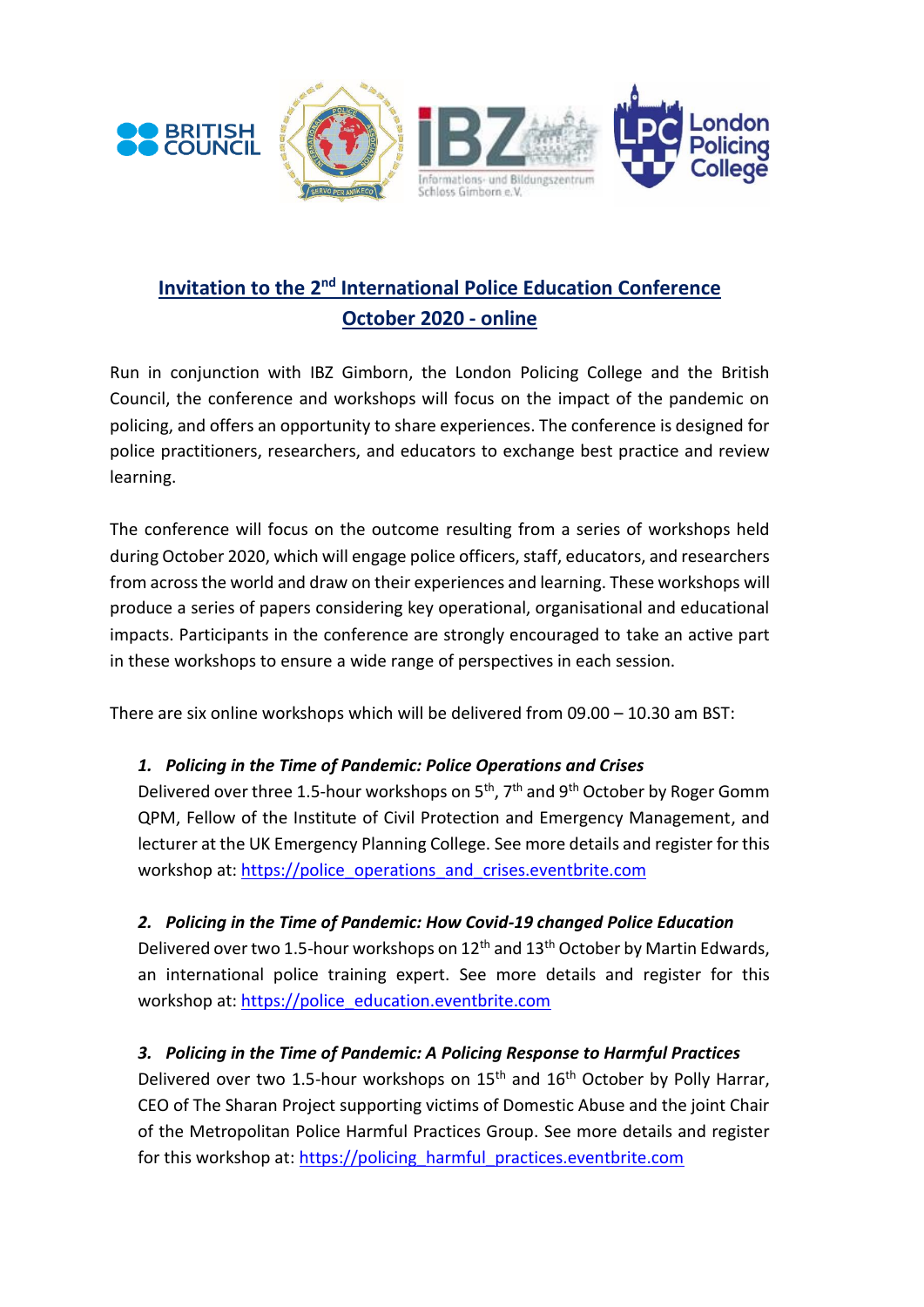# Invitation to the 2nd International Police Education Conference October 2020 - online

Run in conjunction with IBZ Gimborn, the London Policing College and the British Council, the conference and workshops will focus on the impact of the pandemic on policing, and offers an opportunity to share experiences. The conference is designed for police practitioners, researchers, and educators to exchange best practice and review learning.

The conference will focus on the outcome resulting from a series of workshops held during October 2020, which will engage police officers, staff, educators, and researchers from across the world and draw on their experiences and learning. These workshops will produce a series of papers considering key operational, organisational and educational impacts. Participants in the conference are strongly encouraged to take an active part in these workshops to ensure a wide range of perspectives in each session.

There are six online workshops which will be delivered from 09.00 – 10.30 am BST:

1. ***Policing in the Time of Pandemic: Police Operations and Crises***
   Delivered over three 1.5-hour workshops on 5th, 7th and 9th October by Roger Gomm QPM, Fellow of the Institute of Civil Protection and Emergency Management, and lecturer at the UK Emergency Planning College. See more details and register for this workshop at: https://police_operations_and_crises.eventbrite.com

2. ***Policing in the Time of Pandemic: How Covid-19 changed Police Education***
   Delivered over two 1.5-hour workshops on 12th and 13th October by Martin Edwards, an international police training expert. See more details and register for this workshop at: https://police_education.eventbrite.com

3. ***Policing in the Time of Pandemic: A Policing Response to Harmful Practices***
   Delivered over two 1.5-hour workshops on 15th and 16th October by Polly Harrar, CEO of The Sharan Project supporting victims of Domestic Abuse and the joint Chair of the Metropolitan Police Harmful Practices Group. See more details and register for this workshop at: https://policing_harmful_practices.eventbrite.com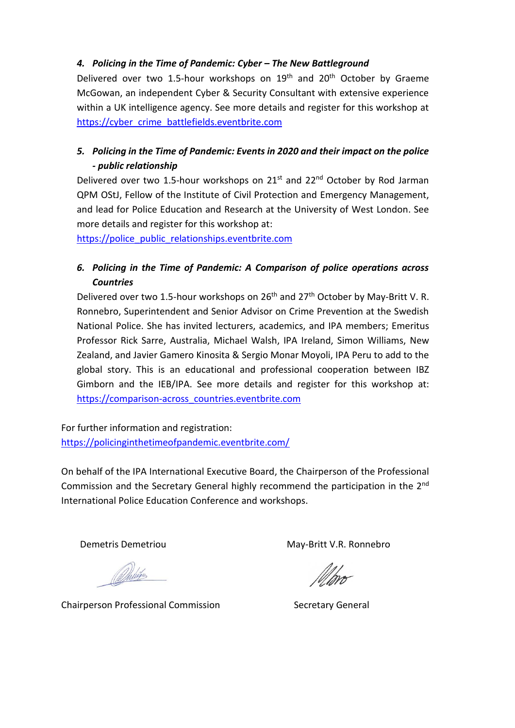4. ***Policing in the Time of Pandemic: Cyber – The New Battleground***

   Delivered over two 1.5-hour workshops on 19th and 20th October by Graeme McGowan, an independent Cyber & Security Consultant with extensive experience within a UK intelligence agency. See more details and register for this workshop at [https://cyber_crime_battlefields.eventbrite.com](https://cyber_crime_battlefields.eventbrite.com)

5. ***Policing in the Time of Pandemic: Events in 2020 and their impact on the police - public relationship***

   Delivered over two 1.5-hour workshops on 21st and 22nd October by Rod Jarman QPM OStJ, Fellow of the Institute of Civil Protection and Emergency Management, and lead for Police Education and Research at the University of West London. See more details and register for this workshop at: [https://police_public_relationships.eventbrite.com](https://police_public_relationships.eventbrite.com)

6. ***Policing in the Time of Pandemic: A Comparison of police operations across Countries***

   Delivered over two 1.5-hour workshops on 26th and 27th October by May-Britt V. R. Ronnebro, Superintendent and Senior Advisor on Crime Prevention at the Swedish National Police. She has invited lecturers, academics, and IPA members; Emeritus Professor Rick Sarre, Australia, Michael Walsh, IPA Ireland, Simon Williams, New Zealand, and Javier Gamero Kinosita & Sergio Monar Moyoli, IPA Peru to add to the global story. This is an educational and professional cooperation between IBZ Gimborn and the IEB/IPA. See more details and register for this workshop at: [https://comparison-across_countries.eventbrite.com](https://comparison-across_countries.eventbrite.com)

For further information and registration:
[https://policinginthetimeofpandemic.eventbrite.com/](https://policinginthetimeofpandemic.eventbrite.com/)

On behalf of the IPA International Executive Board, the Chairperson of the Professional Commission and the Secretary General highly recommend the participation in the 2nd International Police Education Conference and workshops.

| | |
|---|---|
| Demetris Demetriou | May-Britt V.R. Ronnebro |
| Chairperson Professional Commission | Secretary General |